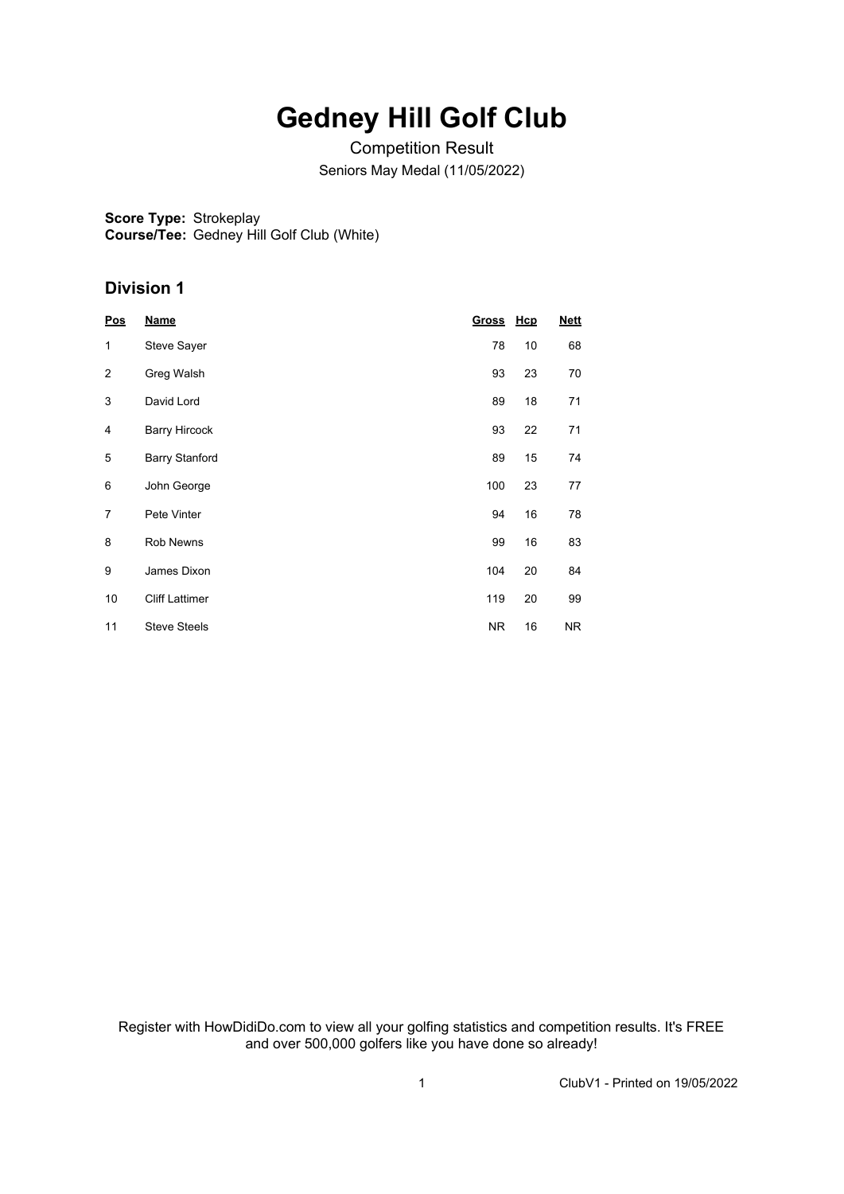# Gedney Hill Golf Club

Competition Result

Seniors May Medal (11/05/2022)

**Score Type:** Strokeplay
**Course/Tee:** Gedney Hill Golf Club (White)

## Division 1

| Pos | Name | Gross | Hcp | Nett |
|---|---|---|---|---|
| 1 | Steve Sayer | 78 | 10 | 68 |
| 2 | Greg Walsh | 93 | 23 | 70 |
| 3 | David Lord | 89 | 18 | 71 |
| 4 | Barry Hircock | 93 | 22 | 71 |
| 5 | Barry Stanford | 89 | 15 | 74 |
| 6 | John George | 100 | 23 | 77 |
| 7 | Pete Vinter | 94 | 16 | 78 |
| 8 | Rob Newns | 99 | 16 | 83 |
| 9 | James Dixon | 104 | 20 | 84 |
| 10 | Cliff Lattimer | 119 | 20 | 99 |
| 11 | Steve Steels | NR | 16 | NR |

Register with HowDidiDo.com to view all your golfing statistics and competition results. It's FREE and over 500,000 golfers like you have done so already!

ClubV1 - Printed on 19/05/2022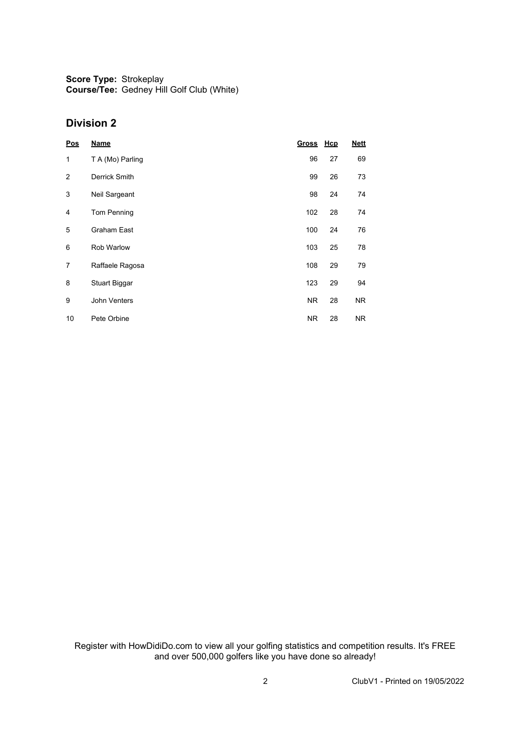**Score Type:** Strokeplay
**Course/Tee:** Gedney Hill Golf Club (White)

## Division 2

| Pos | Name | Gross | Hcp | Nett |
|---|---|---|---|---|
| 1 | T A (Mo) Parling | 96 | 27 | 69 |
| 2 | Derrick Smith | 99 | 26 | 73 |
| 3 | Neil Sargeant | 98 | 24 | 74 |
| 4 | Tom Penning | 102 | 28 | 74 |
| 5 | Graham East | 100 | 24 | 76 |
| 6 | Rob Warlow | 103 | 25 | 78 |
| 7 | Raffaele Ragosa | 108 | 29 | 79 |
| 8 | Stuart Biggar | 123 | 29 | 94 |
| 9 | John Venters | NR | 28 | NR |
| 10 | Pete Orbine | NR | 28 | NR |

Register with HowDidiDo.com to view all your golfing statistics and competition results. It's FREE and over 500,000 golfers like you have done so already!

ClubV1 - Printed on 19/05/2022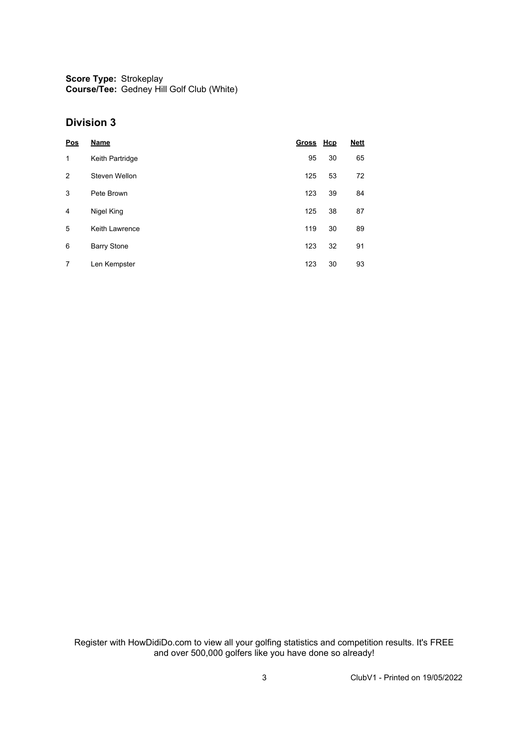**Score Type:** Strokeplay
**Course/Tee:** Gedney Hill Golf Club (White)

## Division 3

| Pos | Name | Gross | Hcp | Nett |
|---|---|---|---|---|
| 1 | Keith Partridge | 95 | 30 | 65 |
| 2 | Steven Wellon | 125 | 53 | 72 |
| 3 | Pete Brown | 123 | 39 | 84 |
| 4 | Nigel King | 125 | 38 | 87 |
| 5 | Keith Lawrence | 119 | 30 | 89 |
| 6 | Barry Stone | 123 | 32 | 91 |
| 7 | Len Kempster | 123 | 30 | 93 |

Register with HowDidiDo.com to view all your golfing statistics and competition results. It's FREE and over 500,000 golfers like you have done so already!

ClubV1 - Printed on 19/05/2022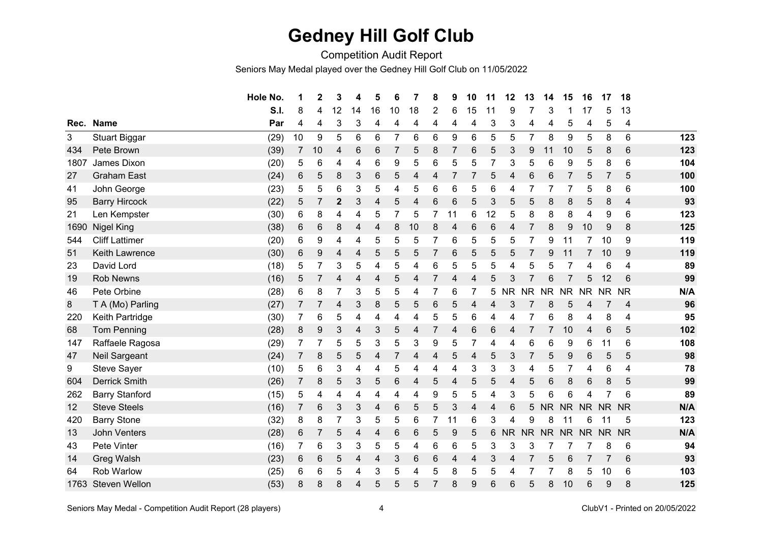# Gedney Hill Golf Club

Competition Audit Report

Seniors May Medal played over the Gedney Hill Golf Club on 11/05/2022

| | | Hole No. | 1 | 2 | 3 | 4 | 5 | 6 | 7 | 8 | 9 | 10 | 11 | 12 | 13 | 14 | 15 | 16 | 17 | 18 | |
|---|---|---|---|---|---|---|---|---|---|---|---|---|---|---|---|---|---|---|---|---|---|
| | | S.I. | 8 | 4 | 12 | 14 | 16 | 10 | 18 | 2 | 6 | 15 | 11 | 9 | 7 | 3 | 1 | 17 | 5 | 13 | |
| Rec. | Name | Par | 4 | 4 | 3 | 3 | 4 | 4 | 4 | 4 | 4 | 4 | 3 | 3 | 4 | 4 | 5 | 4 | 5 | 4 | |
| 3 | Stuart Biggar | (29) | 10 | 9 | 5 | 6 | 6 | 7 | 6 | 6 | 9 | 6 | 5 | 5 | 7 | 8 | 9 | 5 | 8 | 6 | **123** |
| 434 | Pete Brown | (39) | 7 | 10 | 4 | 6 | 6 | 7 | 5 | 8 | 7 | 6 | 5 | 3 | 9 | 11 | 10 | 5 | 8 | 6 | **123** |
| 1807 | James Dixon | (20) | 5 | 6 | 4 | 4 | 6 | 9 | 5 | 6 | 5 | 5 | 7 | 3 | 5 | 6 | 9 | 5 | 8 | 6 | **104** |
| 27 | Graham East | (24) | 6 | 5 | 8 | 3 | 6 | 5 | 4 | 4 | 7 | 7 | 5 | 4 | 6 | 6 | 7 | 5 | 7 | 5 | **100** |
| 41 | John George | (23) | 5 | 5 | 6 | 3 | 5 | 4 | 5 | 6 | 6 | 5 | 6 | 4 | 7 | 7 | 7 | 5 | 8 | 6 | **100** |
| 95 | Barry Hircock | (22) | 5 | 7 | **2** | 3 | 4 | 5 | 4 | 6 | 6 | 5 | 3 | 5 | 5 | 8 | 8 | 5 | 8 | 4 | **93** |
| 21 | Len Kempster | (30) | 6 | 8 | 4 | 4 | 5 | 7 | 5 | 7 | 11 | 6 | 12 | 5 | 8 | 8 | 8 | 4 | 9 | 6 | **123** |
| 1690 | Nigel King | (38) | 6 | 6 | 8 | 4 | 4 | 8 | 10 | 8 | 4 | 6 | 6 | 4 | 7 | 8 | 9 | 10 | 9 | 8 | **125** |
| 544 | Cliff Lattimer | (20) | 6 | 9 | 4 | 4 | 5 | 5 | 5 | 7 | 6 | 5 | 5 | 5 | 7 | 9 | 11 | 7 | 10 | 9 | **119** |
| 51 | Keith Lawrence | (30) | 6 | 9 | 4 | 4 | 5 | 5 | 5 | 7 | 6 | 5 | 5 | 5 | 7 | 9 | 11 | 7 | 10 | 9 | **119** |
| 23 | David Lord | (18) | 5 | 7 | 3 | 5 | 4 | 5 | 4 | 6 | 5 | 5 | 5 | 4 | 5 | 5 | 7 | 4 | 6 | 4 | **89** |
| 19 | Rob Newns | (16) | 5 | 7 | 4 | 4 | 4 | 5 | 4 | 7 | 4 | 4 | 5 | 3 | 7 | 6 | 7 | 5 | 12 | 6 | **99** |
| 46 | Pete Orbine | (28) | 6 | 8 | 7 | 3 | 5 | 5 | 4 | 7 | 6 | 7 | 5 | NR | NR | NR | NR | NR | NR | NR | **N/A** |
| 8 | T A (Mo) Parling | (27) | 7 | 7 | 4 | 3 | 8 | 5 | 5 | 6 | 5 | 4 | 4 | 3 | 7 | 8 | 5 | 4 | 7 | 4 | **96** |
| 220 | Keith Partridge | (30) | 7 | 6 | 5 | 4 | 4 | 4 | 4 | 5 | 5 | 6 | 4 | 4 | 7 | 6 | 8 | 4 | 8 | 4 | **95** |
| 68 | Tom Penning | (28) | 8 | 9 | 3 | 4 | 3 | 5 | 4 | 7 | 4 | 6 | 6 | 4 | 7 | 7 | 10 | 4 | 6 | 5 | **102** |
| 147 | Raffaele Ragosa | (29) | 7 | 7 | 5 | 5 | 3 | 5 | 3 | 9 | 5 | 7 | 4 | 4 | 6 | 6 | 9 | 6 | 11 | 6 | **108** |
| 47 | Neil Sargeant | (24) | 7 | 8 | 5 | 5 | 4 | 7 | 4 | 4 | 5 | 4 | 5 | 3 | 7 | 5 | 9 | 6 | 5 | 5 | **98** |
| 9 | Steve Sayer | (10) | 5 | 6 | 3 | 4 | 4 | 5 | 4 | 4 | 4 | 3 | 3 | 3 | 4 | 5 | 7 | 4 | 6 | 4 | **78** |
| 604 | Derrick Smith | (26) | 7 | 8 | 5 | 3 | 5 | 6 | 4 | 5 | 4 | 5 | 5 | 4 | 5 | 6 | 8 | 6 | 8 | 5 | **99** |
| 262 | Barry Stanford | (15) | 5 | 4 | 4 | 4 | 4 | 4 | 4 | 9 | 5 | 5 | 4 | 3 | 5 | 6 | 6 | 4 | 7 | 6 | **89** |
| 12 | Steve Steels | (16) | 7 | 6 | 3 | 3 | 4 | 6 | 5 | 5 | 3 | 4 | 4 | 6 | 5 | NR | NR | NR | NR | NR | **N/A** |
| 420 | Barry Stone | (32) | 8 | 8 | 7 | 3 | 5 | 5 | 6 | 7 | 11 | 6 | 3 | 4 | 9 | 8 | 11 | 6 | 11 | 5 | **123** |
| 13 | John Venters | (28) | 6 | 7 | 5 | 4 | 4 | 6 | 6 | 5 | 9 | 5 | 6 | NR | NR | NR | NR | NR | NR | NR | **N/A** |
| 43 | Pete Vinter | (16) | 7 | 6 | 3 | 3 | 5 | 5 | 4 | 6 | 6 | 5 | 3 | 3 | 3 | 7 | 7 | 7 | 8 | 6 | **94** |
| 14 | Greg Walsh | (23) | 6 | 6 | 5 | 4 | 4 | 3 | 6 | 6 | 4 | 4 | 3 | 4 | 7 | 5 | 6 | 7 | 7 | 6 | **93** |
| 64 | Rob Warlow | (25) | 6 | 6 | 5 | 4 | 3 | 5 | 4 | 5 | 8 | 5 | 5 | 4 | 7 | 7 | 8 | 5 | 10 | 6 | **103** |
| 1763 | Steven Wellon | (53) | 8 | 8 | 8 | 4 | 5 | 5 | 5 | 7 | 8 | 9 | 6 | 6 | 5 | 8 | 10 | 6 | 9 | 8 | **125** |

Seniors May Medal - Competition Audit Report (28 players) ClubV1 - Printed on 20/05/2022